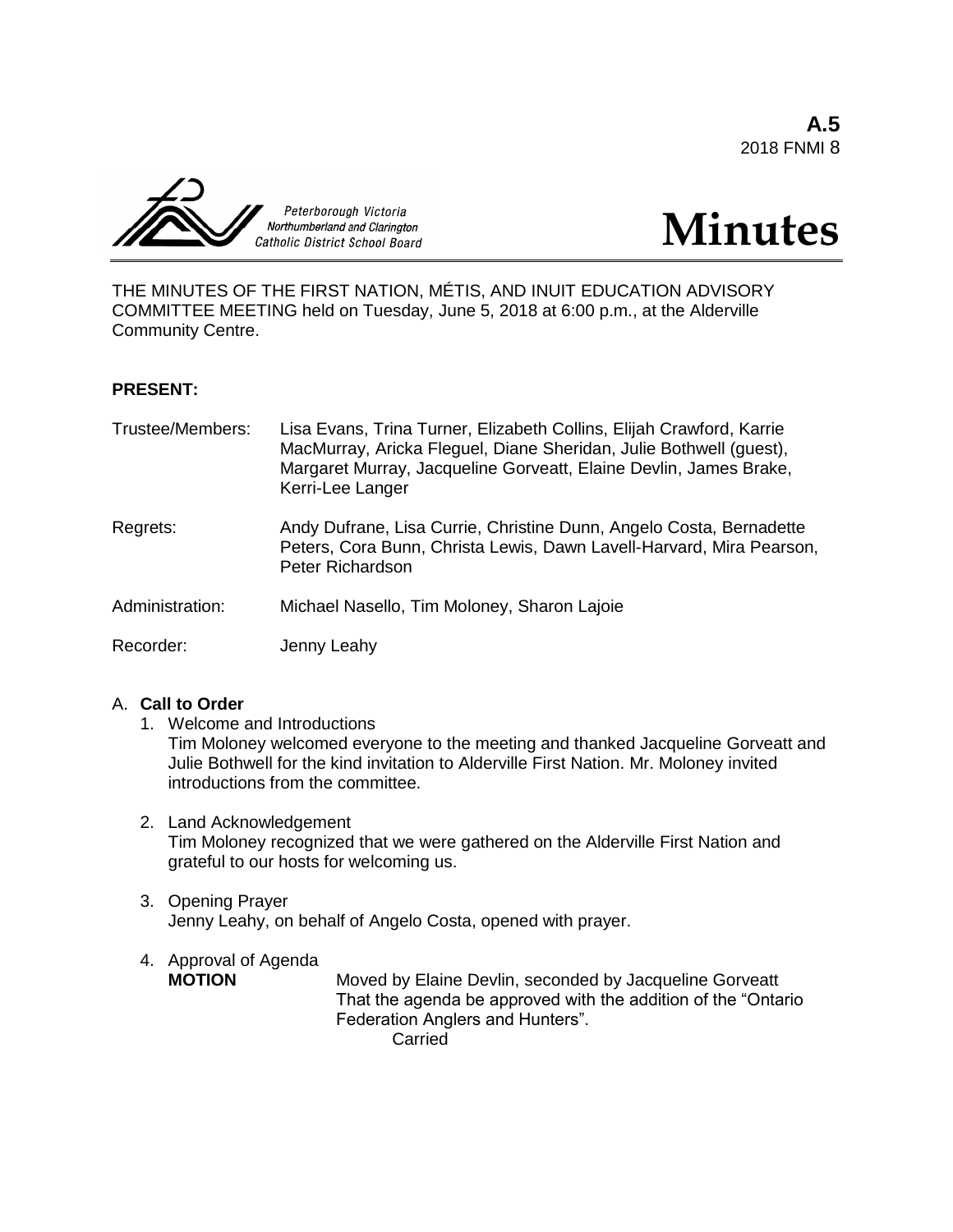**A.5**
2018 FNMI 8

Peterborough Victoria
Northumberland and Clarington
Catholic District School Board

# Minutes

THE MINUTES OF THE FIRST NATION, MÉTIS, AND INUIT EDUCATION ADVISORY COMMITTEE MEETING held on Tuesday, June 5, 2018 at 6:00 p.m., at the Alderville Community Centre.

**PRESENT:**

| | |
|---|---|
| Trustee/Members: | Lisa Evans, Trina Turner, Elizabeth Collins, Elijah Crawford, Karrie MacMurray, Aricka Fleguel, Diane Sheridan, Julie Bothwell (guest), Margaret Murray, Jacqueline Gorveatt, Elaine Devlin, James Brake, Kerri-Lee Langer |
| Regrets: | Andy Dufrane, Lisa Currie, Christine Dunn, Angelo Costa, Bernadette Peters, Cora Bunn, Christa Lewis, Dawn Lavell-Harvard, Mira Pearson, Peter Richardson |
| Administration: | Michael Nasello, Tim Moloney, Sharon Lajoie |
| Recorder: | Jenny Leahy |

A. **Call to Order**

1. Welcome and Introductions
   Tim Moloney welcomed everyone to the meeting and thanked Jacqueline Gorveatt and Julie Bothwell for the kind invitation to Alderville First Nation. Mr. Moloney invited introductions from the committee.

2. Land Acknowledgement
   Tim Moloney recognized that we were gathered on the Alderville First Nation and grateful to our hosts for welcoming us.

3. Opening Prayer
   Jenny Leahy, on behalf of Angelo Costa, opened with prayer.

4. Approval of Agenda
   **MOTION** Moved by Elaine Devlin, seconded by Jacqueline Gorveatt
   That the agenda be approved with the addition of the "Ontario Federation Anglers and Hunters".
   Carried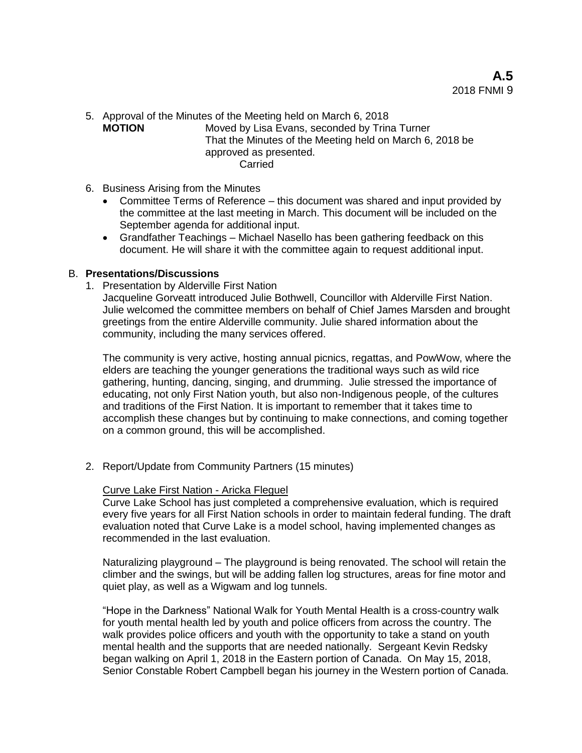5. Approval of the Minutes of the Meeting held on March 6, 2018

   **MOTION** Moved by Lisa Evans, seconded by Trina Turner
   That the Minutes of the Meeting held on March 6, 2018 be approved as presented.
   Carried

6. Business Arising from the Minutes
   - Committee Terms of Reference – this document was shared and input provided by the committee at the last meeting in March. This document will be included on the September agenda for additional input.
   - Grandfather Teachings – Michael Nasello has been gathering feedback on this document. He will share it with the committee again to request additional input.

## B. **Presentations/Discussions**

1. Presentation by Alderville First Nation

   Jacqueline Gorveatt introduced Julie Bothwell, Councillor with Alderville First Nation. Julie welcomed the committee members on behalf of Chief James Marsden and brought greetings from the entire Alderville community. Julie shared information about the community, including the many services offered.

   The community is very active, hosting annual picnics, regattas, and PowWow, where the elders are teaching the younger generations the traditional ways such as wild rice gathering, hunting, dancing, singing, and drumming. Julie stressed the importance of educating, not only First Nation youth, but also non-Indigenous people, of the cultures and traditions of the First Nation. It is important to remember that it takes time to accomplish these changes but by continuing to make connections, and coming together on a common ground, this will be accomplished.

2. Report/Update from Community Partners (15 minutes)

   Curve Lake First Nation - Aricka Flequel

   Curve Lake School has just completed a comprehensive evaluation, which is required every five years for all First Nation schools in order to maintain federal funding. The draft evaluation noted that Curve Lake is a model school, having implemented changes as recommended in the last evaluation.

   Naturalizing playground – The playground is being renovated. The school will retain the climber and the swings, but will be adding fallen log structures, areas for fine motor and quiet play, as well as a Wigwam and log tunnels.

   "Hope in the Darkness" National Walk for Youth Mental Health is a cross-country walk for youth mental health led by youth and police officers from across the country. The walk provides police officers and youth with the opportunity to take a stand on youth mental health and the supports that are needed nationally. Sergeant Kevin Redsky began walking on April 1, 2018 in the Eastern portion of Canada. On May 15, 2018, Senior Constable Robert Campbell began his journey in the Western portion of Canada.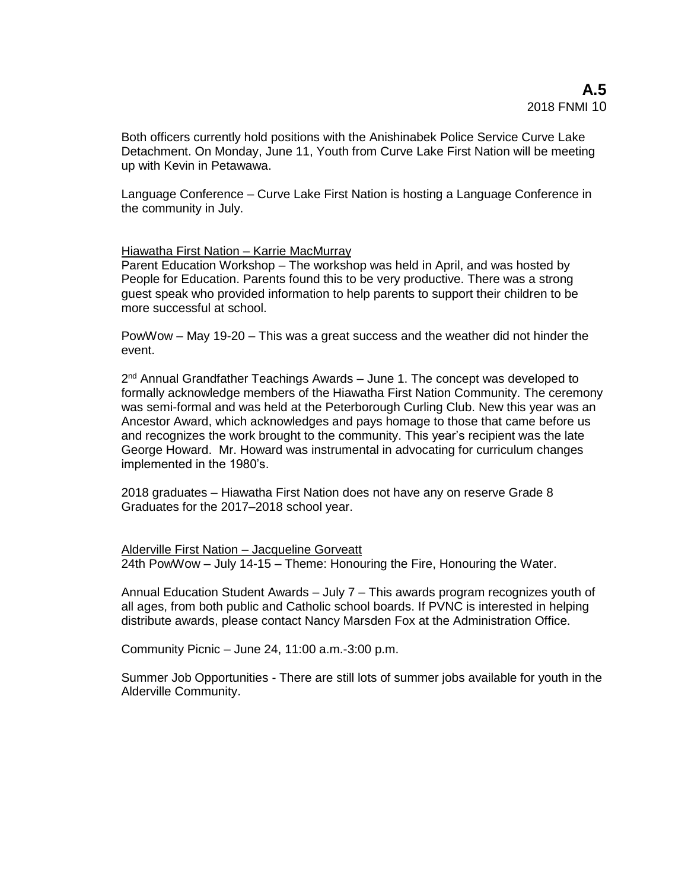Both officers currently hold positions with the Anishinabek Police Service Curve Lake Detachment. On Monday, June 11, Youth from Curve Lake First Nation will be meeting up with Kevin in Petawawa.

Language Conference – Curve Lake First Nation is hosting a Language Conference in the community in July.

<u>Hiawatha First Nation – Karrie MacMurray</u>

Parent Education Workshop – The workshop was held in April, and was hosted by People for Education. Parents found this to be very productive. There was a strong guest speak who provided information to help parents to support their children to be more successful at school.

PowWow – May 19-20 – This was a great success and the weather did not hinder the event.

2nd Annual Grandfather Teachings Awards – June 1. The concept was developed to formally acknowledge members of the Hiawatha First Nation Community. The ceremony was semi-formal and was held at the Peterborough Curling Club. New this year was an Ancestor Award, which acknowledges and pays homage to those that came before us and recognizes the work brought to the community. This year's recipient was the late George Howard. Mr. Howard was instrumental in advocating for curriculum changes implemented in the 1980's.

2018 graduates – Hiawatha First Nation does not have any on reserve Grade 8 Graduates for the 2017–2018 school year.

<u>Alderville First Nation – Jacqueline Gorveatt</u>

24th PowWow – July 14-15 – Theme: Honouring the Fire, Honouring the Water.

Annual Education Student Awards – July 7 – This awards program recognizes youth of all ages, from both public and Catholic school boards. If PVNC is interested in helping distribute awards, please contact Nancy Marsden Fox at the Administration Office.

Community Picnic – June 24, 11:00 a.m.-3:00 p.m.

Summer Job Opportunities - There are still lots of summer jobs available for youth in the Alderville Community.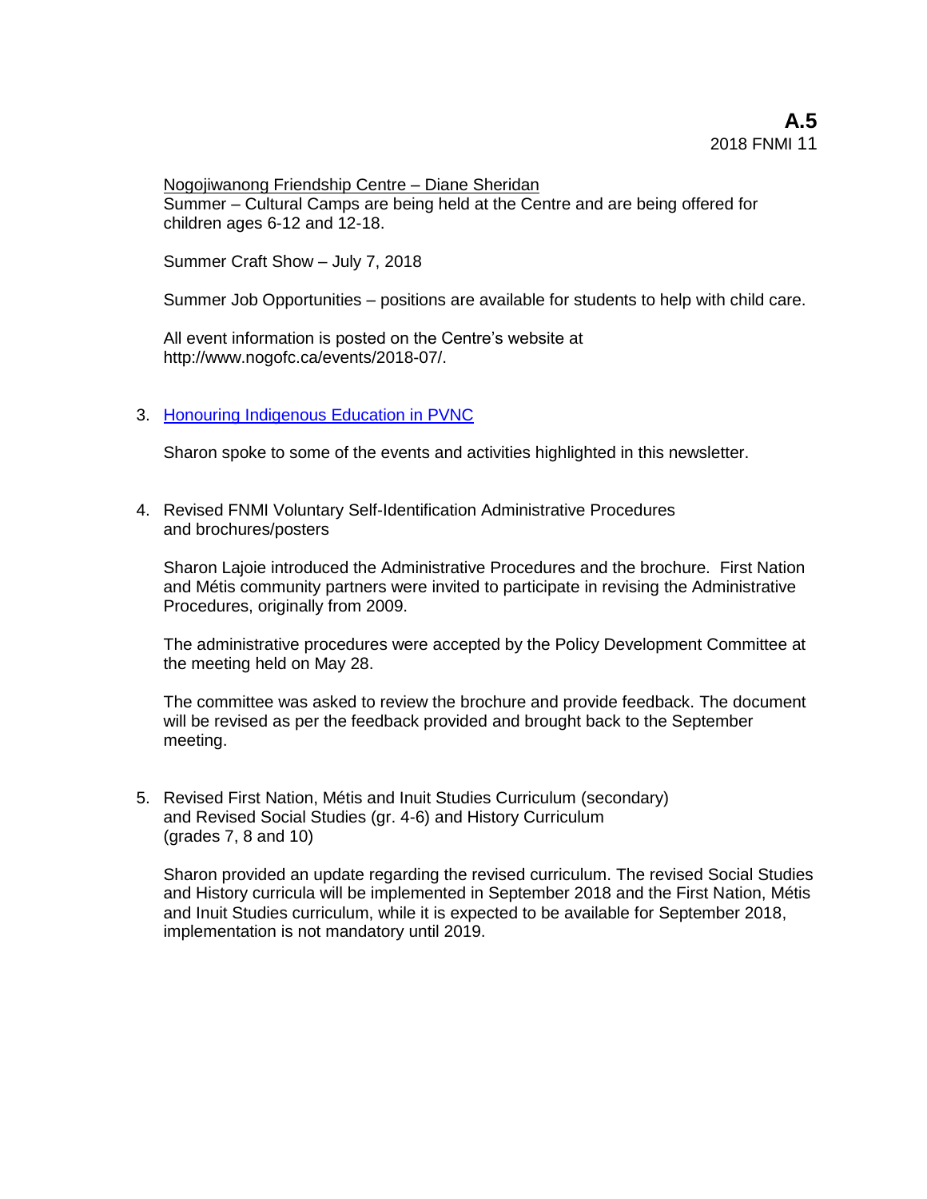Nogojiwanong Friendship Centre – Diane Sheridan

Summer – Cultural Camps are being held at the Centre and are being offered for children ages 6-12 and 12-18.

Summer Craft Show – July 7, 2018

Summer Job Opportunities – positions are available for students to help with child care.

All event information is posted on the Centre's website at http://www.nogofc.ca/events/2018-07/.

3. Honouring Indigenous Education in PVNC

   Sharon spoke to some of the events and activities highlighted in this newsletter.

4. Revised FNMI Voluntary Self-Identification Administrative Procedures and brochures/posters

   Sharon Lajoie introduced the Administrative Procedures and the brochure. First Nation and Métis community partners were invited to participate in revising the Administrative Procedures, originally from 2009.

   The administrative procedures were accepted by the Policy Development Committee at the meeting held on May 28.

   The committee was asked to review the brochure and provide feedback. The document will be revised as per the feedback provided and brought back to the September meeting.

5. Revised First Nation, Métis and Inuit Studies Curriculum (secondary) and Revised Social Studies (gr. 4-6) and History Curriculum (grades 7, 8 and 10)

   Sharon provided an update regarding the revised curriculum. The revised Social Studies and History curricula will be implemented in September 2018 and the First Nation, Métis and Inuit Studies curriculum, while it is expected to be available for September 2018, implementation is not mandatory until 2019.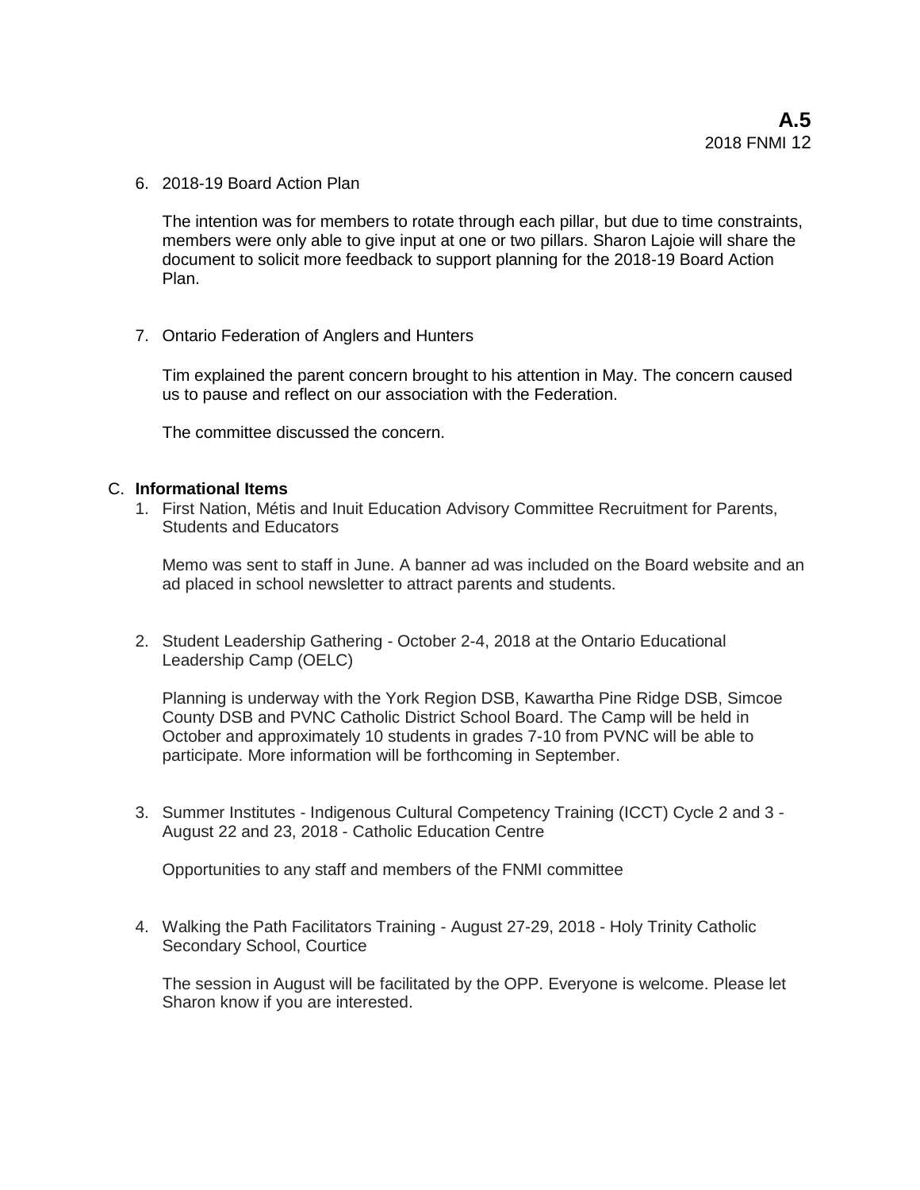6. 2018-19 Board Action Plan

   The intention was for members to rotate through each pillar, but due to time constraints, members were only able to give input at one or two pillars. Sharon Lajoie will share the document to solicit more feedback to support planning for the 2018-19 Board Action Plan.

7. Ontario Federation of Anglers and Hunters

   Tim explained the parent concern brought to his attention in May. The concern caused us to pause and reflect on our association with the Federation.

   The committee discussed the concern.

C. **Informational Items**

1. First Nation, Métis and Inuit Education Advisory Committee Recruitment for Parents, Students and Educators

   Memo was sent to staff in June. A banner ad was included on the Board website and an ad placed in school newsletter to attract parents and students.

2. Student Leadership Gathering - October 2-4, 2018 at the Ontario Educational Leadership Camp (OELC)

   Planning is underway with the York Region DSB, Kawartha Pine Ridge DSB, Simcoe County DSB and PVNC Catholic District School Board. The Camp will be held in October and approximately 10 students in grades 7-10 from PVNC will be able to participate. More information will be forthcoming in September.

3. Summer Institutes - Indigenous Cultural Competency Training (ICCT) Cycle 2 and 3 - August 22 and 23, 2018 - Catholic Education Centre

   Opportunities to any staff and members of the FNMI committee

4. Walking the Path Facilitators Training - August 27-29, 2018 - Holy Trinity Catholic Secondary School, Courtice

   The session in August will be facilitated by the OPP. Everyone is welcome. Please let Sharon know if you are interested.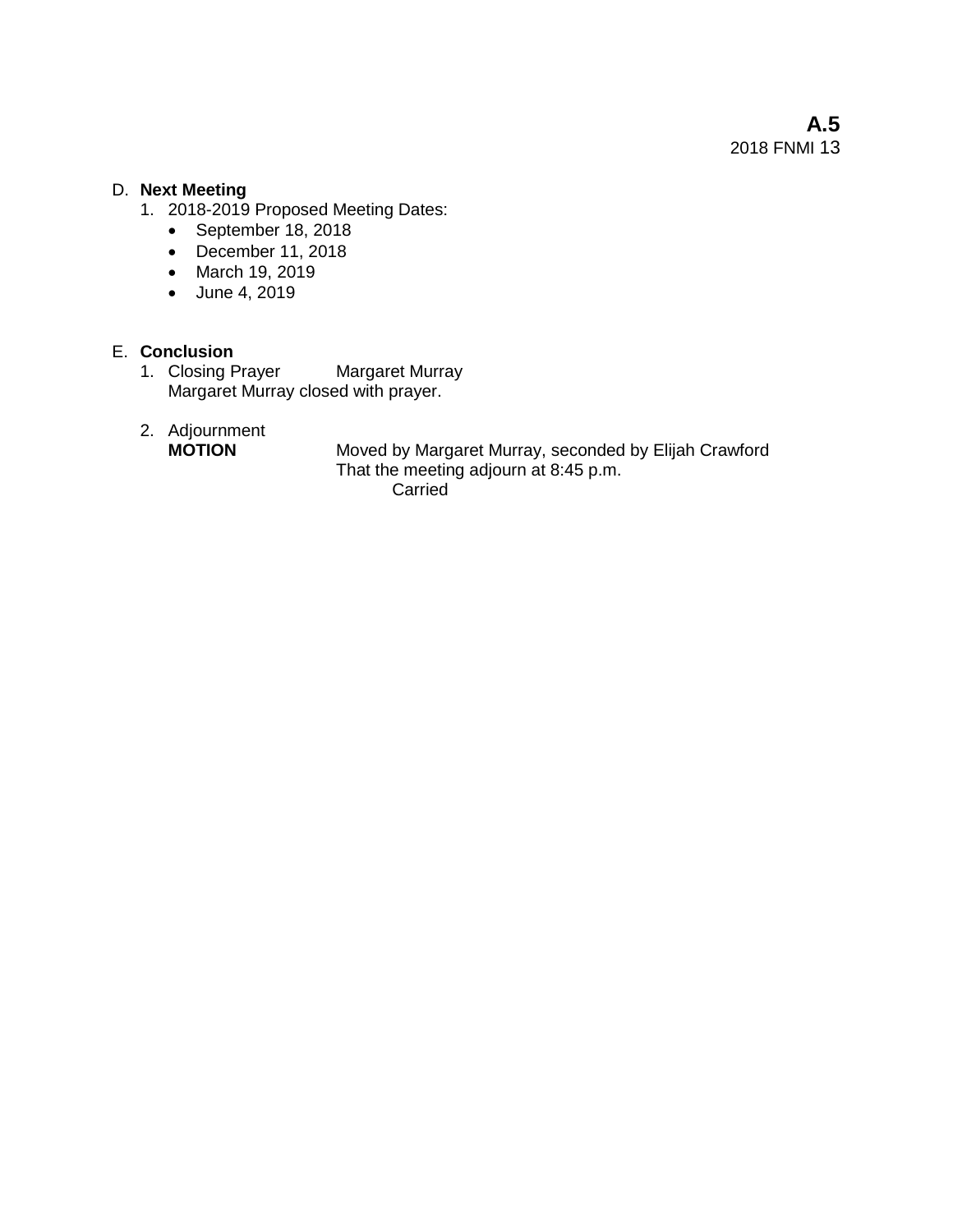D. **Next Meeting**

1. 2018-2019 Proposed Meeting Dates:
   - September 18, 2018
   - December 11, 2018
   - March 19, 2019
   - June 4, 2019

E. **Conclusion**

1. Closing Prayer Margaret Murray
   Margaret Murray closed with prayer.

2. Adjournment
   **MOTION** Moved by Margaret Murray, seconded by Elijah Crawford
   That the meeting adjourn at 8:45 p.m.
   Carried